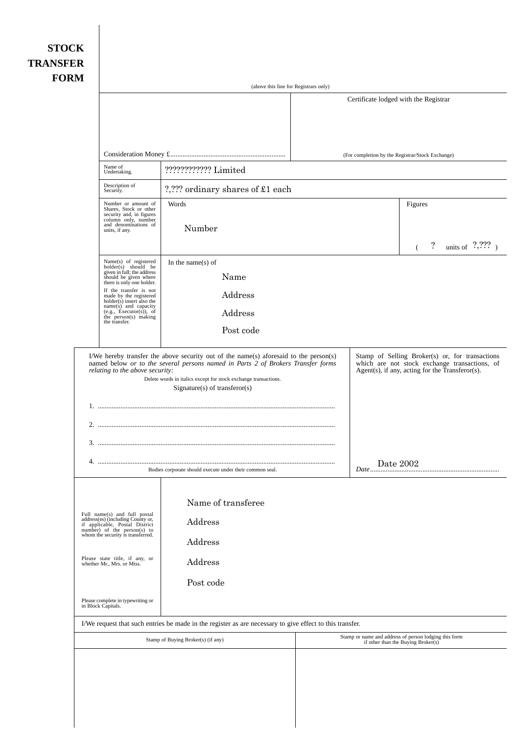# STOCK TRANSFER FORM

(above this line for Registrars only)

| | |
|---|---|
| Consideration Money £................................................................ | Certificate lodged with the Registrar<br><br>(For completion by the Registrar/Stock Exchange) |

| | | |
|---|---|---|
| Name of Undertaking. | ??????????? Limited | |
| Description of Security. | ?,??? ordinary shares of £1 each | |
| Number or amount of Shares, Stock or other security and, in figures column only, number and denominations of units, if any. | Words<br><br>Number | Figures<br><br>( ? units of ?,??? ) |
| Name(s) of registered holder(s) should be given in full; the address should be given where there is only one holder.<br><br>If the transfer is not made by the registered holder(s) insert also the name(s) and capacity (e.g., Executor(s)), of the person(s) making the transfer. | In the name(s) of<br><br>Name<br>Address<br>Address<br>Post code | |

I/We hereby transfer the above security out of the name(s) aforesaid to the person(s) named below *or to the several persons named in Parts 2 of Brokers Transfer forms relating to the above security:*

Delete words in italics except for stock exchange transactions.

Signature(s) of transferor(s)

1. ........................................................................................................................

2. ........................................................................................................................

3. ........................................................................................................................

4. ........................................................................................................................

Bodies corporate should execute under their common seal.

Stamp of Selling Broker(s) or, for transactions which are not stock exchange transactions, of Agent(s), if any, acting for the Transferor(s).

*Date*...................... Date 2002

| | |
|---|---|
| Full name(s) and full postal address(es) (including County or, if applicable, Postal District number) of the person(s) to whom the security is transferred.<br><br>Please state title, if any, or whether Mr., Mrs. or Miss.<br><br>Please complete in typewriting or in Block Capitals. | Name of transferee<br>Address<br>Address<br>Address<br>Post code |

I/We request that such entries be made in the register as are necessary to give effect to this transfer.

| Stamp of Buying Broker(s) (if any) | Stamp or name and address of person lodging this form if other than the Buying Broker(s) |
|---|---|
| | |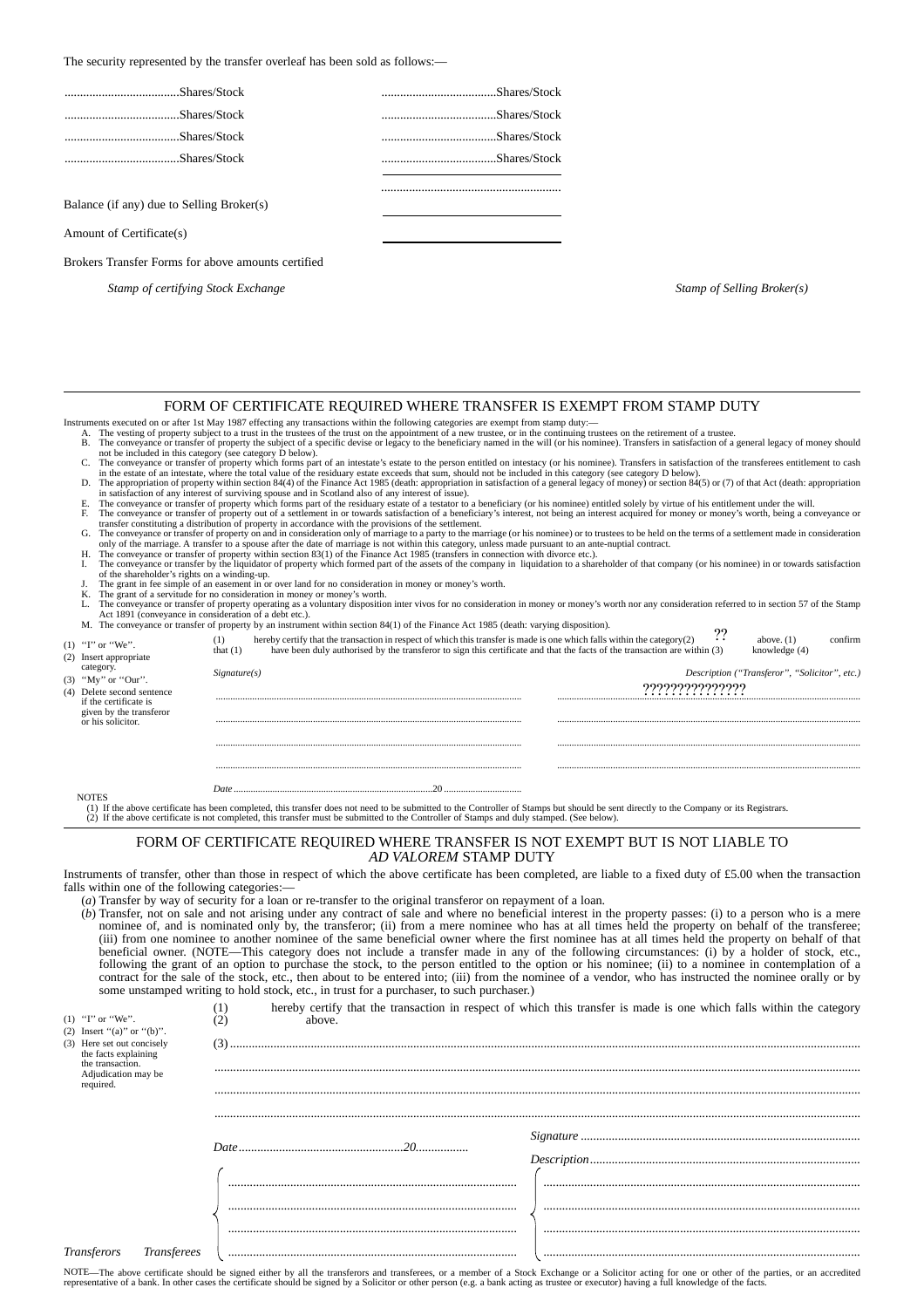The security represented by the transfer overleaf has been sold as follows:—

| | |
|---|---|
| ....................................Shares/Stock | ....................................Shares/Stock |
| ....................................Shares/Stock | ....................................Shares/Stock |
| ....................................Shares/Stock | ....................................Shares/Stock |
| ....................................Shares/Stock | ....................................Shares/Stock |
| | ......................................................... |
| Balance (if any) due to Selling Broker(s) | |
| Amount of Certificate(s) | |

Brokers Transfer Forms for above amounts certified

*Stamp of certifying Stock Exchange* *Stamp of Selling Broker(s)*

## FORM OF CERTIFICATE REQUIRED WHERE TRANSFER IS EXEMPT FROM STAMP DUTY

Instruments executed on or after 1st May 1987 effecting any transactions within the following categories are exempt from stamp duty:—

A. The vesting of property subject to a trust in the trustees of the trust on the appointment of a new trustee, or in the continuing trustees on the retirement of a trustee.
B. The conveyance or transfer of property the subject of a specific devise or legacy to the beneficiary named in the will (or his nominee). Transfers in satisfaction of a general legacy of money should not be included in this category (see category D below).
C. The conveyance or transfer of property which forms part of an intestate's estate to the person entitled on intestacy (or his nominee). Transfers in satisfaction of the transferees entitlement to cash in the estate of an intestate, where the total value of the residuary estate exceeds that sum, should not be included in this category (see category D below).
D. The appropriation of property within section 84(4) of the Finance Act 1985 (death: appropriation in satisfaction of a general legacy of money) or section 84(5) or (7) of that Act (death: appropriation in satisfaction of any interest of surviving spouse and in Scotland also of any interest of issue).
E. The conveyance or transfer of property which forms part of the residuary estate of a testator to a beneficiary (or his nominee) entitled solely by virtue of his entitlement under the will.
F. The conveyance or transfer of property out of a settlement in or towards satisfaction of a beneficiary's interest, not being an interest acquired for money or money's worth, being a conveyance or transfer constituting a distribution of property in accordance with the provisions of the settlement.
G. The conveyance or transfer of property on and in consideration only of marriage to a party to the marriage (or his nominee) or to trustees to be held on the terms of a settlement made in consideration only of the marriage. A transfer to a spouse after the date of marriage is not within this category, unless made pursuant to an ante-nuptial contract.
H. The conveyance or transfer of property within section 83(1) of the Finance Act 1985 (transfers in connection with divorce etc.).
I. The conveyance or transfer by the liquidator of property which formed part of the assets of the company in liquidation to a shareholder of that company (or his nominee) in or towards satisfaction of the shareholder's rights on a winding-up.
J. The grant in fee simple of an easement in or over land for no consideration in money or money's worth.
K. The grant of a servitude for no consideration in money or money's worth.
L. The conveyance or transfer of property operating as a voluntary disposition inter vivos for no consideration in money or money's worth nor any consideration referred to in section 57 of the Stamp Act 1891 (conveyance in consideration of a debt etc.).
M. The conveyance or transfer of property by an instrument within section 84(1) of the Finance Act 1985 (death: varying disposition).

(1) "I" or "We".
(2) Insert appropriate category.
(3) "My" or "Our".
(4) Delete second sentence if the certificate is given by the transferor or his solicitor.

(1) hereby certify that the transaction in respect of which this transfer is made is one which falls within the category(2) ?? above. (1) confirm that (1) have been duly authorised by the transferor to sign this certificate and that the facts of the transaction are within (3) knowledge (4)

*Signature(s)* *Description ("Transferor", "Solicitor", etc.)*

............................................ ??????????????

............................................ ............................................

............................................ ............................................

............................................ ............................................

*Date* ....................................................20 ..................

NOTES
(1) If the above certificate has been completed, this transfer does not need to be submitted to the Controller of Stamps but should be sent directly to the Company or its Registrars.
(2) If the above certificate is not completed, this transfer must be submitted to the Controller of Stamps and duly stamped. (See below).

## FORM OF CERTIFICATE REQUIRED WHERE TRANSFER IS NOT EXEMPT BUT IS NOT LIABLE TO *AD VALOREM* STAMP DUTY

Instruments of transfer, other than those in respect of which the above certificate has been completed, are liable to a fixed duty of £5.00 when the transaction falls within one of the following categories:—

(*a*) Transfer by way of security for a loan or re-transfer to the original transferor on repayment of a loan.
(*b*) Transfer, not on sale and not arising under any contract of sale and where no beneficial interest in the property passes: (i) to a person who is a mere nominee of, and is nominated only by, the transferor; (ii) from a mere nominee who has at all times held the property on behalf of the transferee; (iii) from one nominee to another nominee of the same beneficial owner where the first nominee has at all times held the property on behalf of that beneficial owner. (NOTE—This category does not include a transfer made in any of the following circumstances: (i) by a holder of stock, etc., following the grant of an option to purchase the stock, to the person entitled to the option or his nominee; (ii) to a nominee in contemplation of a contract for the sale of the stock, etc., then about to be entered into; (iii) from the nominee of a vendor, who has instructed the nominee orally or by some unstamped writing to hold stock, etc., in trust for a purchaser, to such purchaser.)

(1) "I" or "We".
(2) Insert "(a)" or "(b)".
(3) Here set out concisely the facts explaining the transaction. Adjudication may be required.

(1) hereby certify that the transaction in respect of which this transfer is made is one which falls within the category (2) above.

(3) ..............................................................................................................................

..............................................................................................................................

..............................................................................................................................

..............................................................................................................................

*Date* ....................................................20................. *Signature* ............................................................

*Description*............................................................

*Transferors* *Transferees*

............................................ ............................................

............................................ ............................................

............................................ ............................................

............................................ ............................................

NOTE—The above certificate should be signed either by all the transferors and transferees, or a member of a Stock Exchange or a Solicitor acting for one or other of the parties, or an accredited representative of a bank. In other cases the certificate should be signed by a Solicitor or other person (e.g. a bank acting as trustee or executor) having a full knowledge of the facts.